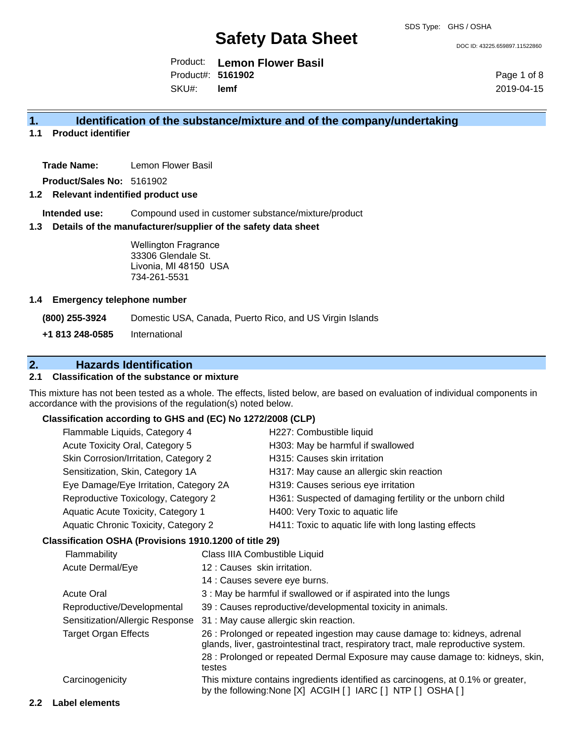SDS Type: GHS / OSHA

# Safety Data Sheet

DOC ID: 43225.659897.11522860

Product: **Lemon Flower Basil**
Product#: **5161902**
SKU#: **lemf**

2019-04-15

## 1. Identification of the substance/mixture and of the company/undertaking

### 1.1 Product identifier

**Trade Name:** Lemon Flower Basil

**Product/Sales No:** 5161902

### 1.2 Relevant indentified product use

**Intended use:** Compound used in customer substance/mixture/product

### 1.3 Details of the manufacturer/supplier of the safety data sheet

Wellington Fragrance
33306 Glendale St.
Livonia, MI 48150 USA
734-261-5531

### 1.4 Emergency telephone number

**(800) 255-3924** Domestic USA, Canada, Puerto Rico, and US Virgin Islands

**+1 813 248-0585** International

## 2. Hazards Identification

### 2.1 Classification of the substance or mixture

This mixture has not been tested as a whole. The effects, listed below, are based on evaluation of individual components in accordance with the provisions of the regulation(s) noted below.

**Classification according to GHS and (EC) No 1272/2008 (CLP)**

| | |
|---|---|
| Flammable Liquids, Category 4 | H227: Combustible liquid |
| Acute Toxicity Oral, Category 5 | H303: May be harmful if swallowed |
| Skin Corrosion/Irritation, Category 2 | H315: Causes skin irritation |
| Sensitization, Skin, Category 1A | H317: May cause an allergic skin reaction |
| Eye Damage/Eye Irritation, Category 2A | H319: Causes serious eye irritation |
| Reproductive Toxicology, Category 2 | H361: Suspected of damaging fertility or the unborn child |
| Aquatic Acute Toxicity, Category 1 | H400: Very Toxic to aquatic life |
| Aquatic Chronic Toxicity, Category 2 | H411: Toxic to aquatic life with long lasting effects |

**Classification OSHA (Provisions 1910.1200 of title 29)**

| | |
|---|---|
| Flammability | Class IIIA Combustible Liquid |
| Acute Dermal/Eye | 12 : Causes skin irritation. |
| | 14 : Causes severe eye burns. |
| Acute Oral | 3 : May be harmful if swallowed or if aspirated into the lungs |
| Reproductive/Developmental | 39 : Causes reproductive/developmental toxicity in animals. |
| Sensitization/Allergic Response | 31 : May cause allergic skin reaction. |
| Target Organ Effects | 26 : Prolonged or repeated ingestion may cause damage to: kidneys, adrenal glands, liver, gastrointestinal tract, respiratory tract, male reproductive system. |
| | 28 : Prolonged or repeated Dermal Exposure may cause damage to: kidneys, skin, testes |
| Carcinogenicity | This mixture contains ingredients identified as carcinogens, at 0.1% or greater, by the following:None [X] ACGIH [ ] IARC [ ] NTP [ ] OSHA [ ] |

### 2.2 Label elements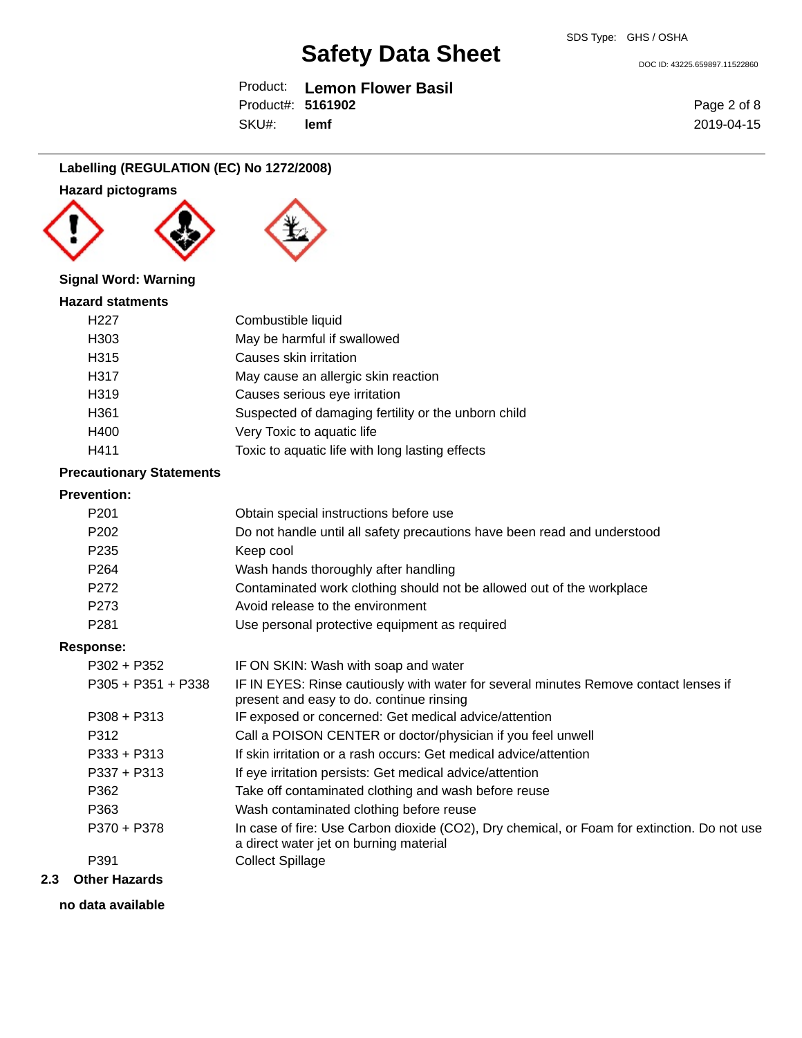**Labelling (REGULATION (EC) No 1272/2008)**

**Hazard pictograms**

**Signal Word: Warning**

**Hazard statments**

| | |
|---|---|
| H227 | Combustible liquid |
| H303 | May be harmful if swallowed |
| H315 | Causes skin irritation |
| H317 | May cause an allergic skin reaction |
| H319 | Causes serious eye irritation |
| H361 | Suspected of damaging fertility or the unborn child |
| H400 | Very Toxic to aquatic life |
| H411 | Toxic to aquatic life with long lasting effects |

**Precautionary Statements**

**Prevention:**

| | |
|---|---|
| P201 | Obtain special instructions before use |
| P202 | Do not handle until all safety precautions have been read and understood |
| P235 | Keep cool |
| P264 | Wash hands thoroughly after handling |
| P272 | Contaminated work clothing should not be allowed out of the workplace |
| P273 | Avoid release to the environment |
| P281 | Use personal protective equipment as required |

**Response:**

| | |
|---|---|
| P302 + P352 | IF ON SKIN: Wash with soap and water |
| P305 + P351 + P338 | IF IN EYES: Rinse cautiously with water for several minutes Remove contact lenses if present and easy to do. continue rinsing |
| P308 + P313 | IF exposed or concerned: Get medical advice/attention |
| P312 | Call a POISON CENTER or doctor/physician if you feel unwell |
| P333 + P313 | If skin irritation or a rash occurs: Get medical advice/attention |
| P337 + P313 | If eye irritation persists: Get medical advice/attention |
| P362 | Take off contaminated clothing and wash before reuse |
| P363 | Wash contaminated clothing before reuse |
| P370 + P378 | In case of fire: Use Carbon dioxide ($CO_2$), Dry chemical, or Foam for extinction. Do not use a direct water jet on burning material |
| P391 | Collect Spillage |

## 2.3 Other Hazards

**no data available**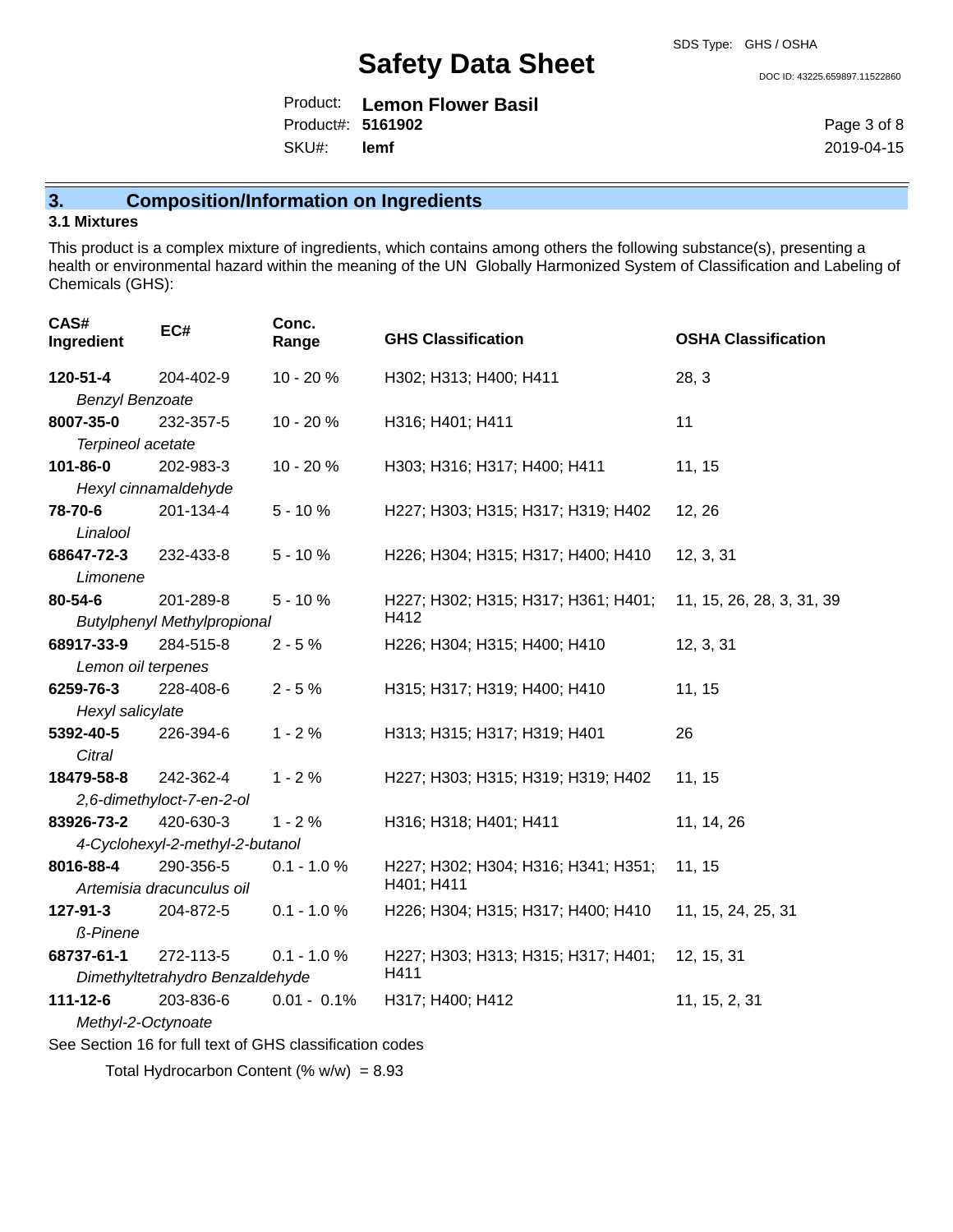## 3. Composition/Information on Ingredients

### 3.1 Mixtures

This product is a complex mixture of ingredients, which contains among others the following substance(s), presenting a health or environmental hazard within the meaning of the UN Globally Harmonized System of Classification and Labeling of Chemicals (GHS):

| CAS# Ingredient | EC# | Conc. Range | GHS Classification | OSHA Classification |
|---|---|---|---|---|
| **120-51-4** *Benzyl Benzoate* | 204-402-9 | 10 - 20 % | H302; H313; H400; H411 | 28, 3 |
| **8007-35-0** *Terpineol acetate* | 232-357-5 | 10 - 20 % | H316; H401; H411 | 11 |
| **101-86-0** *Hexyl cinnamaldehyde* | 202-983-3 | 10 - 20 % | H303; H316; H317; H400; H411 | 11, 15 |
| **78-70-6** *Linalool* | 201-134-4 | 5 - 10 % | H227; H303; H315; H317; H319; H402 | 12, 26 |
| **68647-72-3** *Limonene* | 232-433-8 | 5 - 10 % | H226; H304; H315; H317; H400; H410 | 12, 3, 31 |
| **80-54-6** *Butylphenyl Methylpropional* | 201-289-8 | 5 - 10 % | H227; H302; H315; H317; H361; H401; H412 | 11, 15, 26, 28, 3, 31, 39 |
| **68917-33-9** *Lemon oil terpenes* | 284-515-8 | 2 - 5 % | H226; H304; H315; H400; H410 | 12, 3, 31 |
| **6259-76-3** *Hexyl salicylate* | 228-408-6 | 2 - 5 % | H315; H317; H319; H400; H410 | 11, 15 |
| **5392-40-5** *Citral* | 226-394-6 | 1 - 2 % | H313; H315; H317; H319; H401 | 26 |
| **18479-58-8** *2,6-dimethyloct-7-en-2-ol* | 242-362-4 | 1 - 2 % | H227; H303; H315; H319; H319; H402 | 11, 15 |
| **83926-73-2** *4-Cyclohexyl-2-methyl-2-butanol* | 420-630-3 | 1 - 2 % | H316; H318; H401; H411 | 11, 14, 26 |
| **8016-88-4** *Artemisia dracunculus oil* | 290-356-5 | 0.1 - 1.0 % | H227; H302; H304; H316; H341; H351; H401; H411 | 11, 15 |
| **127-91-3** *ß-Pinene* | 204-872-5 | 0.1 - 1.0 % | H226; H304; H315; H317; H400; H410 | 11, 15, 24, 25, 31 |
| **68737-61-1** *Dimethyltetrahydro Benzaldehyde* | 272-113-5 | 0.1 - 1.0 % | H227; H303; H313; H315; H317; H401; H411 | 12, 15, 31 |
| **111-12-6** *Methyl-2-Octynoate* | 203-836-6 | 0.01 - 0.1% | H317; H400; H412 | 11, 15, 2, 31 |

See Section 16 for full text of GHS classification codes

Total Hydrocarbon Content (% w/w) = 8.93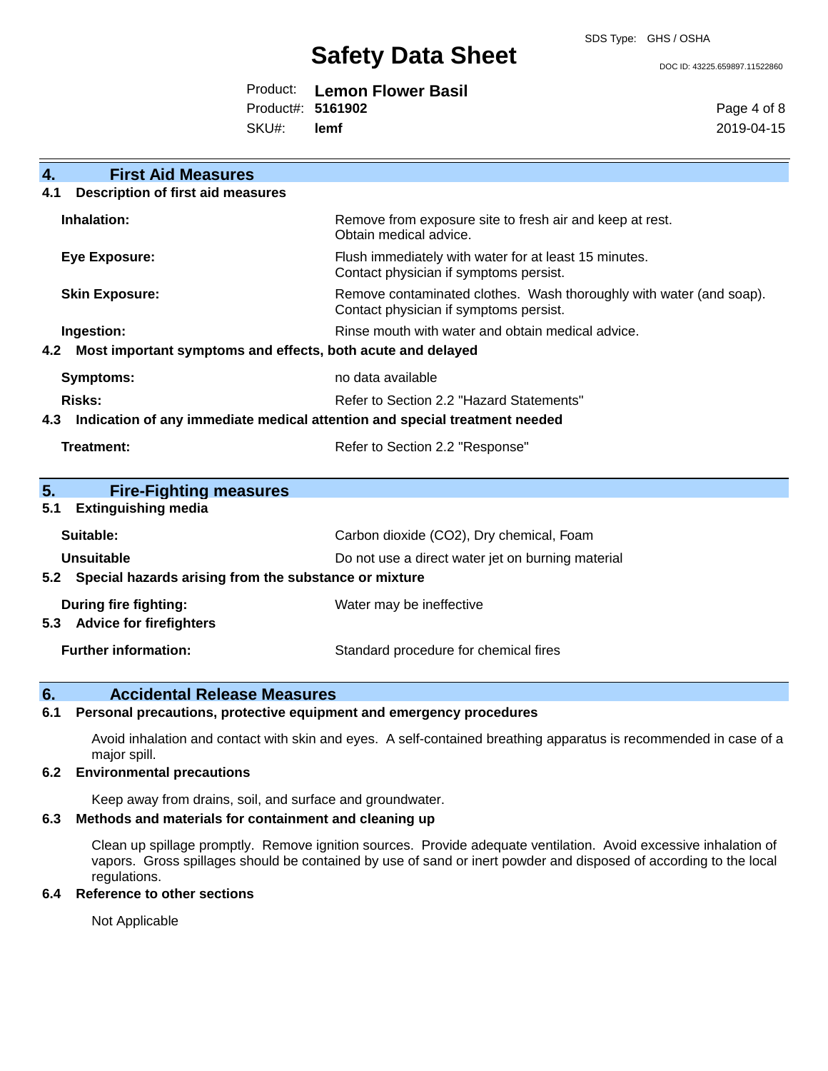## 4. First Aid Measures

### 4.1 Description of first aid measures

| | |
|---|---|
| **Inhalation:** | Remove from exposure site to fresh air and keep at rest. Obtain medical advice. |
| **Eye Exposure:** | Flush immediately with water for at least 15 minutes. Contact physician if symptoms persist. |
| **Skin Exposure:** | Remove contaminated clothes. Wash thoroughly with water (and soap). Contact physician if symptoms persist. |
| **Ingestion:** | Rinse mouth with water and obtain medical advice. |

### 4.2 Most important symptoms and effects, both acute and delayed

| | |
|---|---|
| **Symptoms:** | no data available |
| **Risks:** | Refer to Section 2.2 "Hazard Statements" |

### 4.3 Indication of any immediate medical attention and special treatment needed

| | |
|---|---|
| **Treatment:** | Refer to Section 2.2 "Response" |

## 5. Fire-Fighting measures

### 5.1 Extinguishing media

| | |
|---|---|
| **Suitable:** | Carbon dioxide ($CO_2$), Dry chemical, Foam |
| **Unsuitable** | Do not use a direct water jet on burning material |

### 5.2 Special hazards arising from the substance or mixture

| | |
|---|---|
| **During fire fighting:** | Water may be ineffective |

### 5.3 Advice for firefighters

| | |
|---|---|
| **Further information:** | Standard procedure for chemical fires |

## 6. Accidental Release Measures

### 6.1 Personal precautions, protective equipment and emergency procedures

Avoid inhalation and contact with skin and eyes. A self-contained breathing apparatus is recommended in case of a major spill.

### 6.2 Environmental precautions

Keep away from drains, soil, and surface and groundwater.

### 6.3 Methods and materials for containment and cleaning up

Clean up spillage promptly. Remove ignition sources. Provide adequate ventilation. Avoid excessive inhalation of vapors. Gross spillages should be contained by use of sand or inert powder and disposed of according to the local regulations.

### 6.4 Reference to other sections

Not Applicable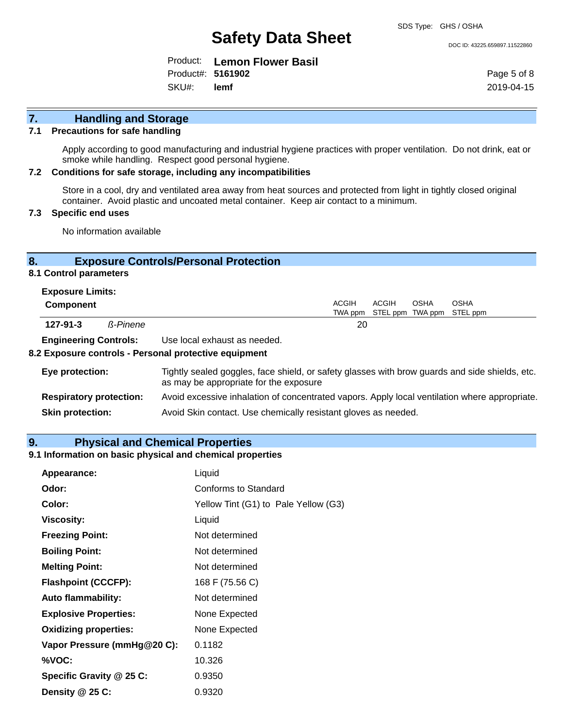## 7. Handling and Storage

### 7.1 Precautions for safe handling

Apply according to good manufacturing and industrial hygiene practices with proper ventilation. Do not drink, eat or smoke while handling. Respect good personal hygiene.

### 7.2 Conditions for safe storage, including any incompatibilities

Store in a cool, dry and ventilated area away from heat sources and protected from light in tightly closed original container. Avoid plastic and uncoated metal container. Keep air contact to a minimum.

### 7.3 Specific end uses

No information available

## 8. Exposure Controls/Personal Protection

### 8.1 Control parameters

**Exposure Limits:**

| Component | | ACGIH TWA ppm | ACGIH STEL ppm | OSHA TWA ppm | OSHA STEL ppm |
|---|---|---|---|---|---|
| **127-91-3** | *ß-Pinene* | 20 | | | |

**Engineering Controls:** Use local exhaust as needed.

### 8.2 Exposure controls - Personal protective equipment

**Eye protection:** Tightly sealed goggles, face shield, or safety glasses with brow guards and side shields, etc. as may be appropriate for the exposure

**Respiratory protection:** Avoid excessive inhalation of concentrated vapors. Apply local ventilation where appropriate.

**Skin protection:** Avoid Skin contact. Use chemically resistant gloves as needed.

## 9. Physical and Chemical Properties

### 9.1 Information on basic physical and chemical properties

| | |
|---|---|
| **Appearance:** | Liquid |
| **Odor:** | Conforms to Standard |
| **Color:** | Yellow Tint (G1) to Pale Yellow (G3) |
| **Viscosity:** | Liquid |
| **Freezing Point:** | Not determined |
| **Boiling Point:** | Not determined |
| **Melting Point:** | Not determined |
| **Flashpoint (CCCFP):** | 168 F (75.56 C) |
| **Auto flammability:** | Not determined |
| **Explosive Properties:** | None Expected |
| **Oxidizing properties:** | None Expected |
| **Vapor Pressure (mmHg@20 C):** | 0.1182 |
| **%VOC:** | 10.326 |
| **Specific Gravity @ 25 C:** | 0.9350 |
| **Density @ 25 C:** | 0.9320 |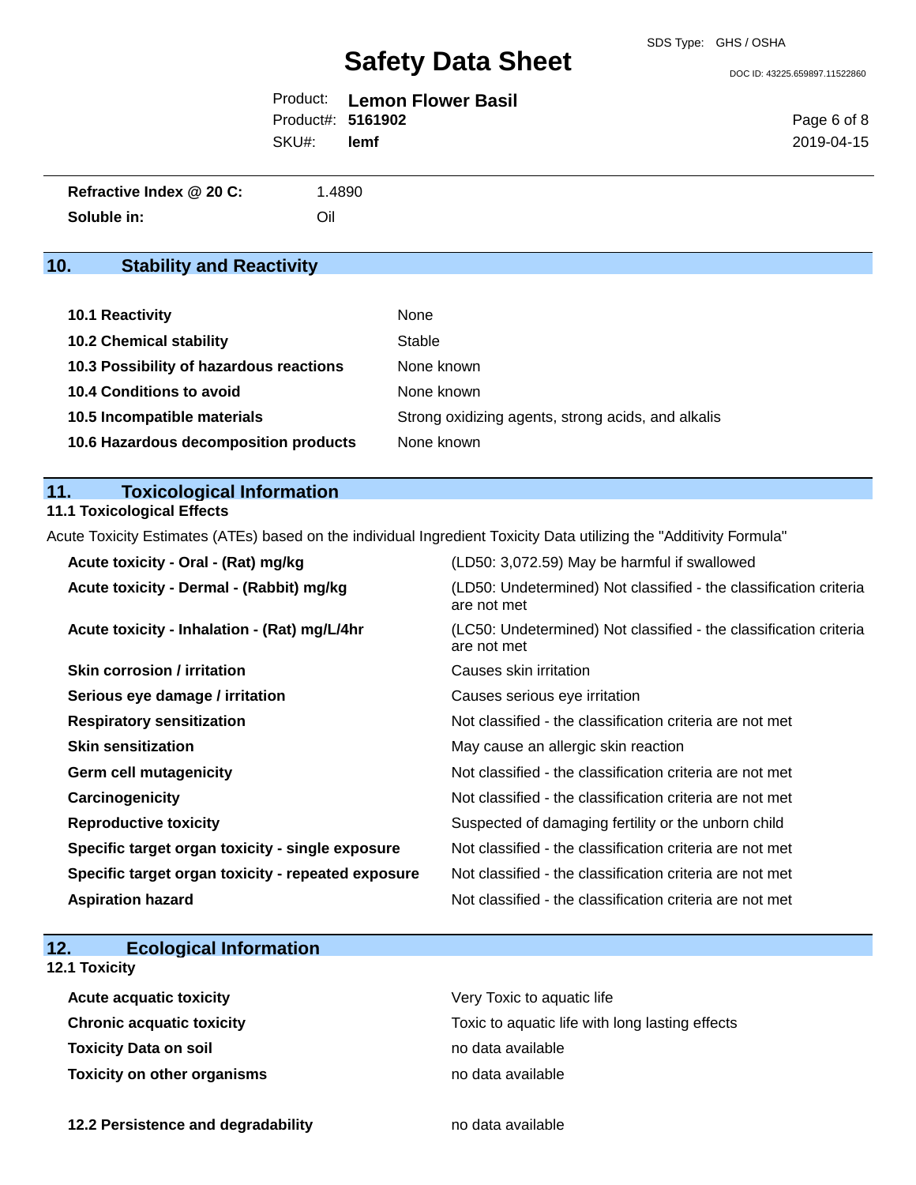| | |
|---|---|
| **Refractive Index @ 20 C:** | 1.4890 |
| **Soluble in:** | Oil |

## 10. Stability and Reactivity

| | |
|---|---|
| **10.1 Reactivity** | None |
| **10.2 Chemical stability** | Stable |
| **10.3 Possibility of hazardous reactions** | None known |
| **10.4 Conditions to avoid** | None known |
| **10.5 Incompatible materials** | Strong oxidizing agents, strong acids, and alkalis |
| **10.6 Hazardous decomposition products** | None known |

## 11. Toxicological Information

### 11.1 Toxicological Effects

Acute Toxicity Estimates (ATEs) based on the individual Ingredient Toxicity Data utilizing the "Additivity Formula"

| | |
|---|---|
| **Acute toxicity - Oral - (Rat) mg/kg** | (LD50: 3,072.59) May be harmful if swallowed |
| **Acute toxicity - Dermal - (Rabbit) mg/kg** | (LD50: Undetermined) Not classified - the classification criteria are not met |
| **Acute toxicity - Inhalation - (Rat) mg/L/4hr** | (LC50: Undetermined) Not classified - the classification criteria are not met |
| **Skin corrosion / irritation** | Causes skin irritation |
| **Serious eye damage / irritation** | Causes serious eye irritation |
| **Respiratory sensitization** | Not classified - the classification criteria are not met |
| **Skin sensitization** | May cause an allergic skin reaction |
| **Germ cell mutagenicity** | Not classified - the classification criteria are not met |
| **Carcinogenicity** | Not classified - the classification criteria are not met |
| **Reproductive toxicity** | Suspected of damaging fertility or the unborn child |
| **Specific target organ toxicity - single exposure** | Not classified - the classification criteria are not met |
| **Specific target organ toxicity - repeated exposure** | Not classified - the classification criteria are not met |
| **Aspiration hazard** | Not classified - the classification criteria are not met |

## 12. Ecological Information

### 12.1 Toxicity

| | |
|---|---|
| **Acute acquatic toxicity** | Very Toxic to aquatic life |
| **Chronic acquatic toxicity** | Toxic to aquatic life with long lasting effects |
| **Toxicity Data on soil** | no data available |
| **Toxicity on other organisms** | no data available |

| | |
|---|---|
| **12.2 Persistence and degradability** | no data available |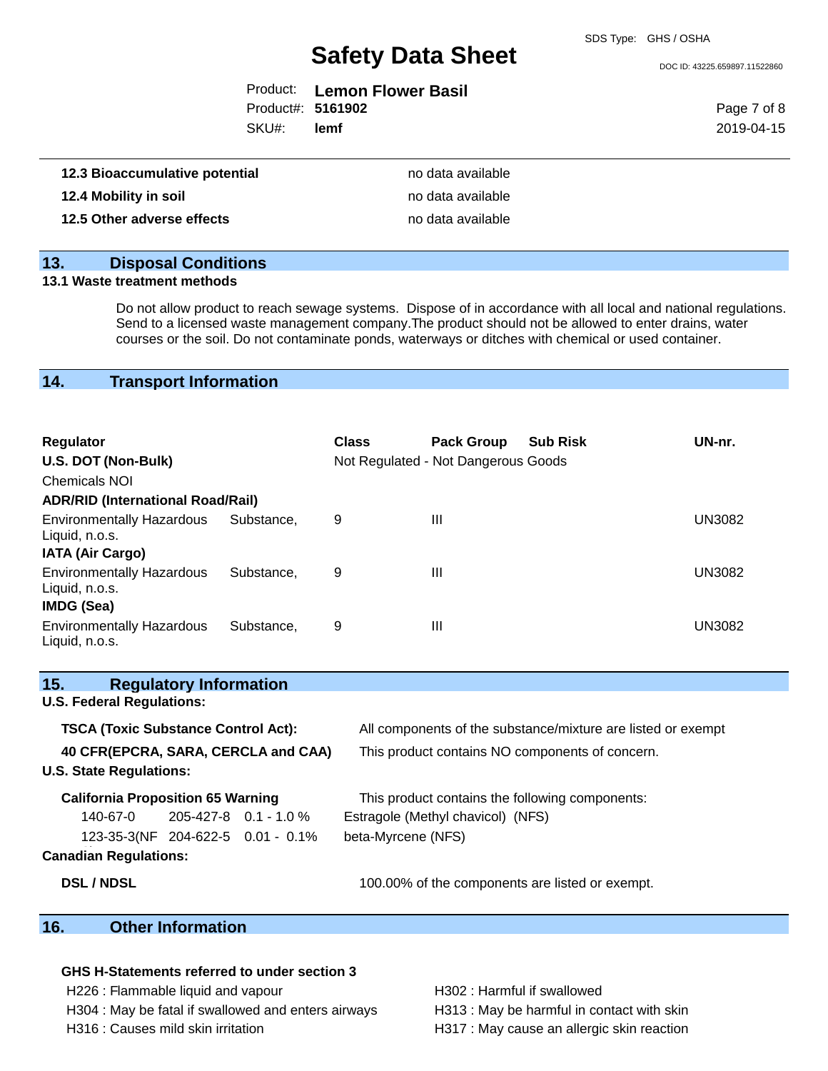| | |
|---|---|
| **12.3 Bioaccumulative potential** | no data available |
| **12.4 Mobility in soil** | no data available |
| **12.5 Other adverse effects** | no data available |

## 13. Disposal Conditions

### 13.1 Waste treatment methods

Do not allow product to reach sewage systems. Dispose of in accordance with all local and national regulations. Send to a licensed waste management company.The product should not be allowed to enter drains, water courses or the soil. Do not contaminate ponds, waterways or ditches with chemical or used container.

## 14. Transport Information

| Regulator | Class | Pack Group | Sub Risk | UN-nr. |
|---|---|---|---|---|
| **U.S. DOT (Non-Bulk)** | Not Regulated - Not Dangerous Goods | | | |
| Chemicals NOI | | | | |
| **ADR/RID (International Road/Rail)** | | | | |
| Environmentally Hazardous Substance, Liquid, n.o.s. | 9 | III | | UN3082 |
| **IATA (Air Cargo)** | | | | |
| Environmentally Hazardous Substance, Liquid, n.o.s. | 9 | III | | UN3082 |
| **IMDG (Sea)** | | | | |
| Environmentally Hazardous Substance, Liquid, n.o.s. | 9 | III | | UN3082 |

## 15. Regulatory Information

**U.S. Federal Regulations:**

| | |
|---|---|
| **TSCA (Toxic Substance Control Act):** | All components of the substance/mixture are listed or exempt |
| **40 CFR(EPCRA, SARA, CERCLA and CAA)** | This product contains NO components of concern. |

**U.S. State Regulations:**

**California Proposition 65 Warning** — This product contains the following components:

| | | | |
|---|---|---|---|
| 140-67-0 | 205-427-8 | 0.1 - 1.0 % | Estragole (Methyl chavicol) (NFS) |
| 123-35-3(NF | 204-622-5 | 0.01 - 0.1% | beta-Myrcene (NFS) |

**Canadian Regulations:**

| | |
|---|---|
| **DSL / NDSL** | 100.00% of the components are listed or exempt. |

## 16. Other Information

**GHS H-Statements referred to under section 3**

H226 : Flammable liquid and vapour

H302 : Harmful if swallowed

H304 : May be fatal if swallowed and enters airways

H313 : May be harmful in contact with skin

H316 : Causes mild skin irritation

H317 : May cause an allergic skin reaction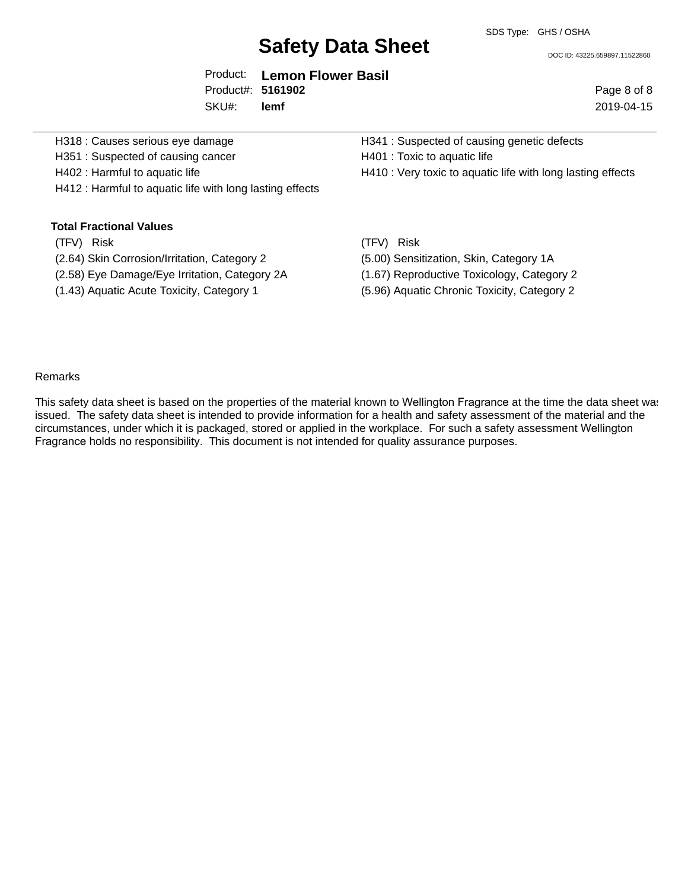H318 : Causes serious eye damage

H341 : Suspected of causing genetic defects

H351 : Suspected of causing cancer

H401 : Toxic to aquatic life

H402 : Harmful to aquatic life

H410 : Very toxic to aquatic life with long lasting effects

H412 : Harmful to aquatic life with long lasting effects

**Total Fractional Values**

| (TFV) | Risk | (TFV) | Risk |
|---|---|---|---|
| (2.64) | Skin Corrosion/Irritation, Category 2 | (5.00) | Sensitization, Skin, Category 1A |
| (2.58) | Eye Damage/Eye Irritation, Category 2A | (1.67) | Reproductive Toxicology, Category 2 |
| (1.43) | Aquatic Acute Toxicity, Category 1 | (5.96) | Aquatic Chronic Toxicity, Category 2 |

Remarks

This safety data sheet is based on the properties of the material known to Wellington Fragrance at the time the data sheet was issued. The safety data sheet is intended to provide information for a health and safety assessment of the material and the circumstances, under which it is packaged, stored or applied in the workplace. For such a safety assessment Wellington Fragrance holds no responsibility. This document is not intended for quality assurance purposes.